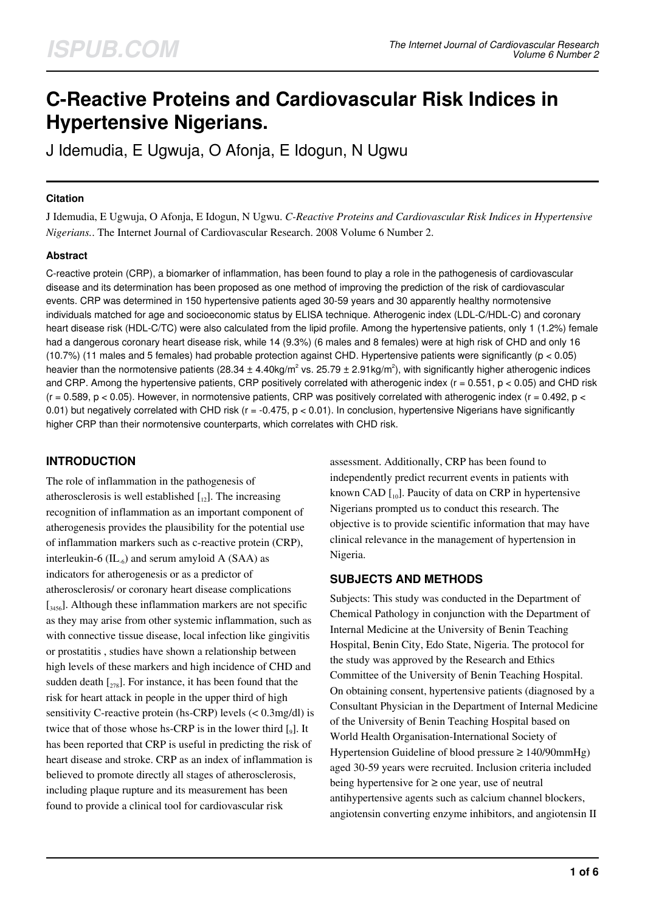# C-Reactive Proteins and Cardiovascular Risk Indices in Hypertensive Nigerians.

J Idemudia, E Ugwuja, O Afonja, E Idogun, N Ugwu

### Citation

J Idemudia, E Ugwuja, O Afonja, E Idogun, N Ugwu. *C-Reactive Proteins and Cardiovascular Risk Indices in Hypertensive Nigerians.*. The Internet Journal of Cardiovascular Research. 2008 Volume 6 Number 2.

### Abstract

C-reactive protein (CRP), a biomarker of inflammation, has been found to play a role in the pathogenesis of cardiovascular disease and its determination has been proposed as one method of improving the prediction of the risk of cardiovascular events. CRP was determined in 150 hypertensive patients aged 30-59 years and 30 apparently healthy normotensive individuals matched for age and socioeconomic status by ELISA technique. Atherogenic index (LDL-C/HDL-C) and coronary heart disease risk (HDL-C/TC) were also calculated from the lipid profile. Among the hypertensive patients, only 1 (1.2%) female had a dangerous coronary heart disease risk, while 14 (9.3%) (6 males and 8 females) were at high risk of CHD and only 16 (10.7%) (11 males and 5 females) had probable protection against CHD. Hypertensive patients were significantly ($p < 0.05$) heavier than the normotensive patients ($28.34 \pm 4.40$kg/m$^2$ vs. $25.79 \pm 2.91$kg/m$^2$), with significantly higher atherogenic indices and CRP. Among the hypertensive patients, CRP positively correlated with atherogenic index ($r = 0.551$, $p < 0.05$) and CHD risk ($r = 0.589$, $p < 0.05$). However, in normotensive patients, CRP was positively correlated with atherogenic index ($r = 0.492$, $p < 0.01$) but negatively correlated with CHD risk ($r = -0.475$, $p < 0.01$). In conclusion, hypertensive Nigerians have significantly higher CRP than their normotensive counterparts, which correlates with CHD risk.

## INTRODUCTION

The role of inflammation in the pathogenesis of atherosclerosis is well established [12]. The increasing recognition of inflammation as an important component of atherogenesis provides the plausibility for the potential use of inflammation markers such as c-reactive protein (CRP), interleukin-6 ($IL_{-6}$) and serum amyloid A (SAA) as indicators for atherogenesis or as a predictor of atherosclerosis/ or coronary heart disease complications [3456]. Although these inflammation markers are not specific as they may arise from other systemic inflammation, such as with connective tissue disease, local infection like gingivitis or prostatitis , studies have shown a relationship between high levels of these markers and high incidence of CHD and sudden death [278]. For instance, it has been found that the risk for heart attack in people in the upper third of high sensitivity C-reactive protein (hs-CRP) levels (< 0.3mg/dl) is twice that of those whose hs-CRP is in the lower third [9]. It has been reported that CRP is useful in predicting the risk of heart disease and stroke. CRP as an index of inflammation is believed to promote directly all stages of atherosclerosis, including plaque rupture and its measurement has been found to provide a clinical tool for cardiovascular risk assessment. Additionally, CRP has been found to independently predict recurrent events in patients with known CAD [10]. Paucity of data on CRP in hypertensive Nigerians prompted us to conduct this research. The objective is to provide scientific information that may have clinical relevance in the management of hypertension in Nigeria.

## SUBJECTS AND METHODS

Subjects: This study was conducted in the Department of Chemical Pathology in conjunction with the Department of Internal Medicine at the University of Benin Teaching Hospital, Benin City, Edo State, Nigeria. The protocol for the study was approved by the Research and Ethics Committee of the University of Benin Teaching Hospital. On obtaining consent, hypertensive patients (diagnosed by a Consultant Physician in the Department of Internal Medicine of the University of Benin Teaching Hospital based on World Health Organisation-International Society of Hypertension Guideline of blood pressure ≥ 140/90mmHg) aged 30-59 years were recruited. Inclusion criteria included being hypertensive for ≥ one year, use of neutral antihypertensive agents such as calcium channel blockers, angiotensin converting enzyme inhibitors, and angiotensin II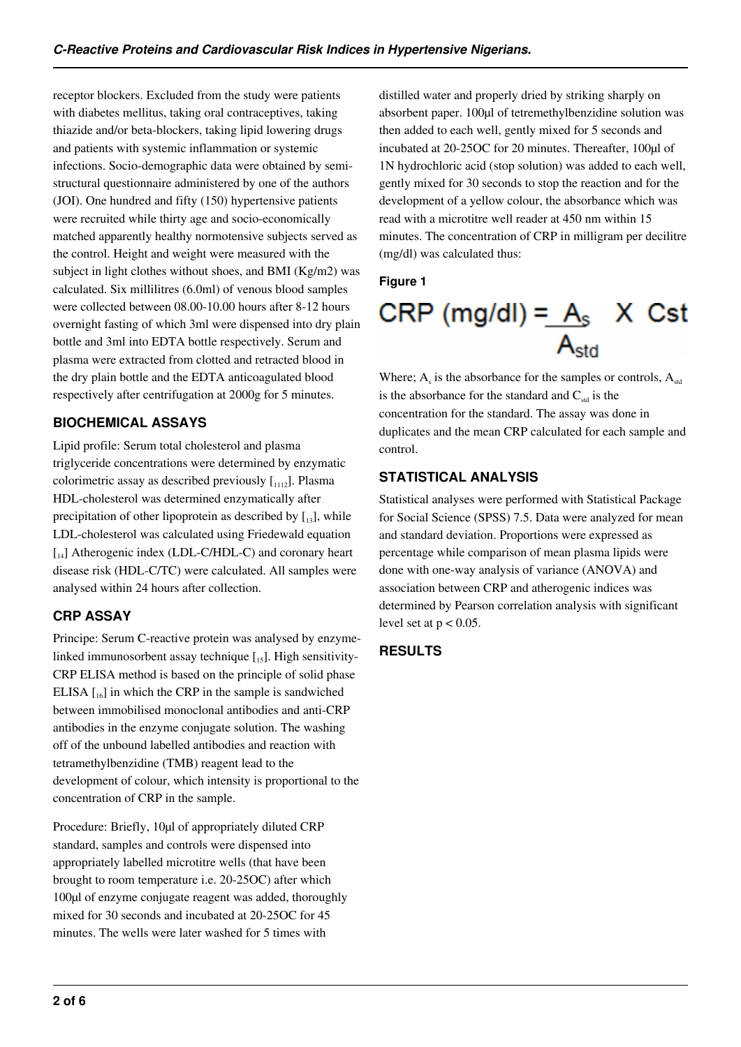receptor blockers. Excluded from the study were patients with diabetes mellitus, taking oral contraceptives, taking thiazide and/or beta-blockers, taking lipid lowering drugs and patients with systemic inflammation or systemic infections. Socio-demographic data were obtained by semi-structural questionnaire administered by one of the authors (JOI). One hundred and fifty (150) hypertensive patients were recruited while thirty age and socio-economically matched apparently healthy normotensive subjects served as the control. Height and weight were measured with the subject in light clothes without shoes, and BMI (Kg/m2) was calculated. Six millilitres (6.0ml) of venous blood samples were collected between 08.00-10.00 hours after 8-12 hours overnight fasting of which 3ml were dispensed into dry plain bottle and 3ml into EDTA bottle respectively. Serum and plasma were extracted from clotted and retracted blood in the dry plain bottle and the EDTA anticoagulated blood respectively after centrifugation at 2000g for 5 minutes.

## BIOCHEMICAL ASSAYS

Lipid profile: Serum total cholesterol and plasma triglyceride concentrations were determined by enzymatic colorimetric assay as described previously [11,12]. Plasma HDL-cholesterol was determined enzymatically after precipitation of other lipoprotein as described by [13], while LDL-cholesterol was calculated using Friedewald equation [14] Atherogenic index (LDL-C/HDL-C) and coronary heart disease risk (HDL-C/TC) were calculated. All samples were analysed within 24 hours after collection.

## CRP ASSAY

Principe: Serum C-reactive protein was analysed by enzyme-linked immunosorbent assay technique [15]. High sensitivity-CRP ELISA method is based on the principle of solid phase ELISA [16] in which the CRP in the sample is sandwiched between immobilised monoclonal antibodies and anti-CRP antibodies in the enzyme conjugate solution. The washing off of the unbound labelled antibodies and reaction with tetramethylbenzidine (TMB) reagent lead to the development of colour, which intensity is proportional to the concentration of CRP in the sample.

Procedure: Briefly, 10µl of appropriately diluted CRP standard, samples and controls were dispensed into appropriately labelled microtitre wells (that have been brought to room temperature i.e. 20-25OC) after which 100µl of enzyme conjugate reagent was added, thoroughly mixed for 30 seconds and incubated at 20-25OC for 45 minutes. The wells were later washed for 5 times with distilled water and properly dried by striking sharply on absorbent paper. 100µl of tetremethylbenzidine solution was then added to each well, gently mixed for 5 seconds and incubated at 20-25OC for 20 minutes. Thereafter, 100µl of 1N hydrochloric acid (stop solution) was added to each well, gently mixed for 30 seconds to stop the reaction and for the development of a yellow colour, the absorbance which was read with a microtitre well reader at 450 nm within 15 minutes. The concentration of CRP in milligram per decilitre (mg/dl) was calculated thus:

**Figure 1**

$$\text{CRP (mg/dl)} = \frac{A_s}{A_{std}} \times C_{st}$$

Where; $A_s$ is the absorbance for the samples or controls, $A_{std}$ is the absorbance for the standard and $C_{std}$ is the concentration for the standard. The assay was done in duplicates and the mean CRP calculated for each sample and control.

## STATISTICAL ANALYSIS

Statistical analyses were performed with Statistical Package for Social Science (SPSS) 7.5. Data were analyzed for mean and standard deviation. Proportions were expressed as percentage while comparison of mean plasma lipids were done with one-way analysis of variance (ANOVA) and association between CRP and atherogenic indices was determined by Pearson correlation analysis with significant level set at $p < 0.05$.

## RESULTS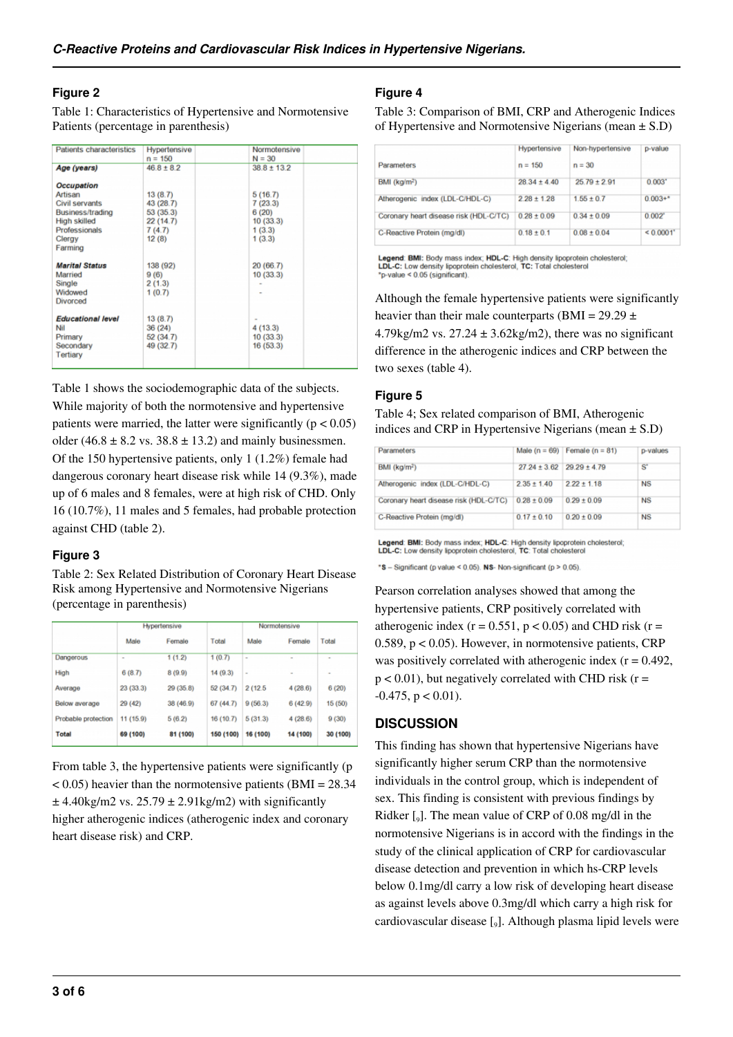### Figure 2

Table 1: Characteristics of Hypertensive and Normotensive Patients (percentage in parenthesis)

| Patients characteristics | Hypertensive n = 150 | Normotensive N = 30 |
|---|---|---|
| ***Age (years)*** | 46.8 ± 8.2 | 38.8 ± 13.2 |
| ***Occupation*** | | |
| Artisan | 13 (8.7) | 5 (16.7) |
| Civil servants | 43 (28.7) | 7 (23.3) |
| Business/trading | 53 (35.3) | 6 (20) |
| High skilled | 22 (14.7) | 10 (33.3) |
| Professionals | 7 (4.7) | 1 (3.3) |
| Clergy | 12 (8) | 1 (3.3) |
| Farming | | |
| ***Marital Status*** | 138 (92) | 20 (66.7) |
| Married | 9 (6) | 10 (33.3) |
| Single | 2 (1.3) | - |
| Widowed | 1 (0.7) | - |
| Divorced | | |
| ***Educational level*** | 13 (8.7) | - |
| Nil | 36 (24) | 4 (13.3) |
| Primary | 52 (34.7) | 10 (33.3) |
| Secondary | 49 (32.7) | 16 (53.3) |
| Tertiary | | |

Table 1 shows the sociodemographic data of the subjects. While majority of both the normotensive and hypertensive patients were married, the latter were significantly ($p < 0.05$) older ($46.8 \pm 8.2$ vs. $38.8 \pm 13.2$) and mainly businessmen. Of the 150 hypertensive patients, only 1 (1.2%) female had dangerous coronary heart disease risk while 14 (9.3%), made up of 6 males and 8 females, were at high risk of CHD. Only 16 (10.7%), 11 males and 5 females, had probable protection against CHD (table 2).

### Figure 3

Table 2: Sex Related Distribution of Coronary Heart Disease Risk among Hypertensive and Normotensive Nigerians (percentage in parenthesis)

| | Hypertensive | | | Normotensive | | |
|---|---|---|---|---|---|---|
| | Male | Female | Total | Male | Female | Total |
| Dangerous | - | 1 (1.2) | 1 (0.7) | - | - | - |
| High | 6 (8.7) | 8 (9.9) | 14 (9.3) | - | - | - |
| Average | 23 (33.3) | 29 (35.8) | 52 (34.7) | 2 (12.5 | 4 (28.6) | 6 (20) |
| Below average | 29 (42) | 38 (46.9) | 67 (44.7) | 9 (56.3) | 6 (42.9) | 15 (50) |
| Probable protection | 11 (15.9) | 5 (6.2) | 16 (10.7) | 5 (31.3) | 4 (28.6) | 9 (30) |
| **Total** | **69 (100)** | **81 (100)** | **150 (100)** | **16 (100)** | **14 (100)** | **30 (100)** |

From table 3, the hypertensive patients were significantly ($p < 0.05$) heavier than the normotensive patients (BMI = $28.34 \pm 4.40$kg/m2 vs. $25.79 \pm 2.91$kg/m2) with significantly higher atherogenic indices (atherogenic index and coronary heart disease risk) and CRP.

### Figure 4

Table 3: Comparison of BMI, CRP and Atherogenic Indices of Hypertensive and Normotensive Nigerians (mean ± S.D)

| Parameters | Hypertensive n = 150 | Non-hypertensive n = 30 | p-value |
|---|---|---|---|
| BMI (kg/m$^2$) | 28.34 ± 4.40 | 25.79 ± 2.91 | 0.003* |
| Atherogenic index (LDL-C/HDL-C) | 2.28 ± 1.28 | 1.55 ± 0.7 | 0.003+* |
| Coronary heart disease risk (HDL-C/TC) | 0.28 ± 0.09 | 0.34 ± 0.09 | 0.002* |
| C-Reactive Protein (mg/dl) | 0.18 ± 0.1 | 0.08 ± 0.04 | < 0.0001* |

**Legend**: **BMI**: Body mass index; **HDL-C**: High density lipoprotein cholesterol; **LDL-C**: Low density lipoprotein cholesterol, **TC**: Total cholesterol
*p-value < 0.05 (significant).

Although the female hypertensive patients were significantly heavier than their male counterparts (BMI = $29.29 \pm 4.79$kg/m2 vs. $27.24 \pm 3.62$kg/m2), there was no significant difference in the atherogenic indices and CRP between the two sexes (table 4).

### Figure 5

Table 4; Sex related comparison of BMI, Atherogenic indices and CRP in Hypertensive Nigerians (mean ± S.D)

| Parameters | Male (n = 69) | Female (n = 81) | p-values |
|---|---|---|---|
| BMI (kg/m$^2$) | 27.24 ± 3.62 | 29.29 ± 4.79 | S* |
| Atherogenic index (LDL-C/HDL-C) | 2.35 ± 1.40 | 2.22 ± 1.18 | NS |
| Coronary heart disease risk (HDL-C/TC) | 0.28 ± 0.09 | 0.29 ± 0.09 | NS |
| C-Reactive Protein (mg/dl) | 0.17 ± 0.10 | 0.20 ± 0.09 | NS |

**Legend**: **BMI**: Body mass index; **HDL-C**: High density lipoprotein cholesterol; **LDL-C**: Low density lipoprotein cholesterol, **TC**: Total cholesterol

***S** – Significant (p value < 0.05). **NS**- Non-significant (p > 0.05).

Pearson correlation analyses showed that among the hypertensive patients, CRP positively correlated with atherogenic index ($r = 0.551$, $p < 0.05$) and CHD risk ($r = 0.589$, $p < 0.05$). However, in normotensive patients, CRP was positively correlated with atherogenic index ($r = 0.492$, $p < 0.01$), but negatively correlated with CHD risk ($r = -0.475$, $p < 0.01$).

## DISCUSSION

This finding has shown that hypertensive Nigerians have significantly higher serum CRP than the normotensive individuals in the control group, which is independent of sex. This finding is consistent with previous findings by Ridker [9]. The mean value of CRP of 0.08 mg/dl in the normotensive Nigerians is in accord with the findings in the study of the clinical application of CRP for cardiovascular disease detection and prevention in which hs-CRP levels below 0.1mg/dl carry a low risk of developing heart disease as against levels above 0.3mg/dl which carry a high risk for cardiovascular disease [9]. Although plasma lipid levels were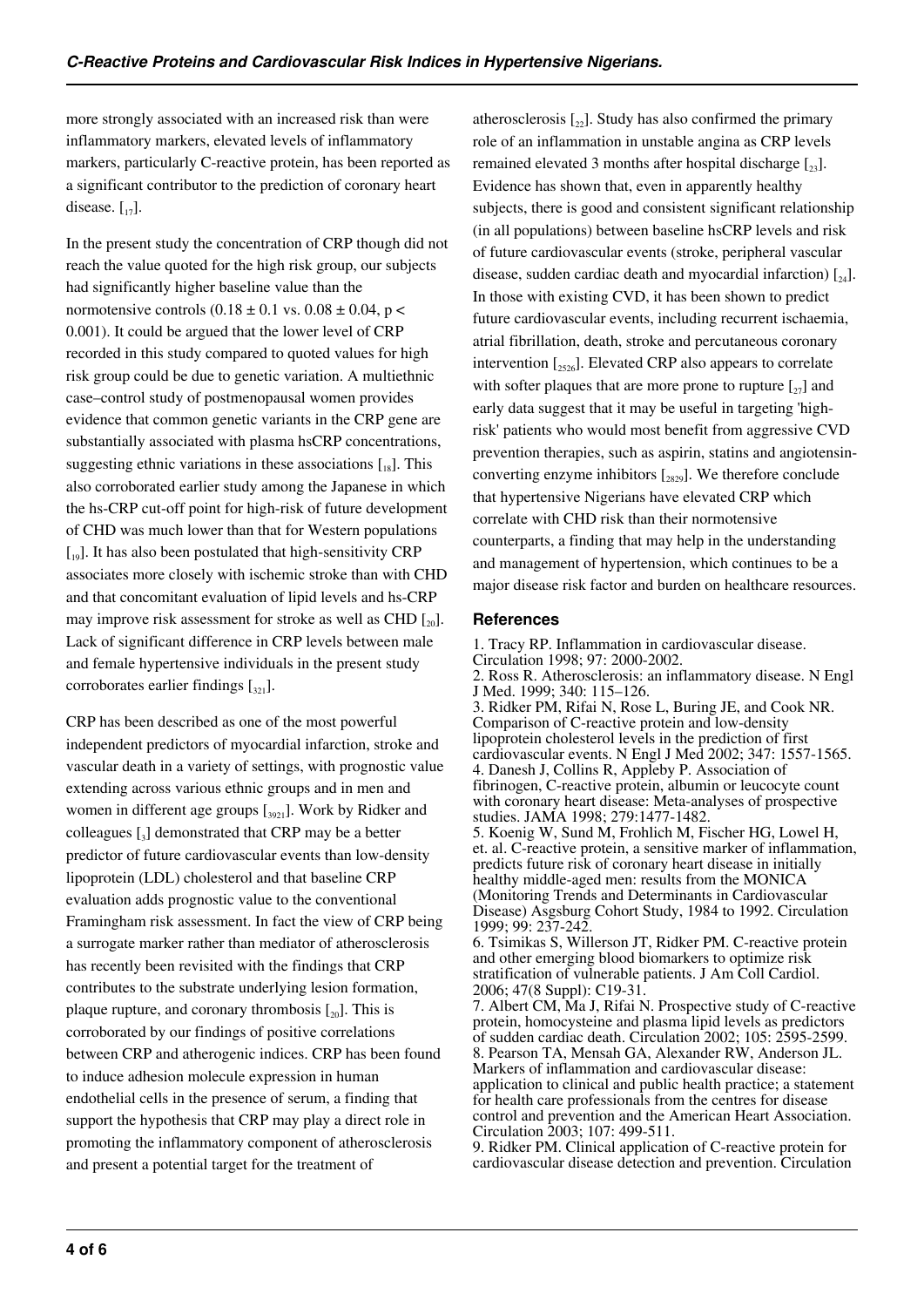more strongly associated with an increased risk than were inflammatory markers, elevated levels of inflammatory markers, particularly C-reactive protein, has been reported as a significant contributor to the prediction of coronary heart disease. [17].

In the present study the concentration of CRP though did not reach the value quoted for the high risk group, our subjects had significantly higher baseline value than the normotensive controls ($0.18 \pm 0.1$ vs. $0.08 \pm 0.04$, $p < 0.001$). It could be argued that the lower level of CRP recorded in this study compared to quoted values for high risk group could be due to genetic variation. A multiethnic case–control study of postmenopausal women provides evidence that common genetic variants in the CRP gene are substantially associated with plasma hsCRP concentrations, suggesting ethnic variations in these associations [18]. This also corroborated earlier study among the Japanese in which the hs-CRP cut-off point for high-risk of future development of CHD was much lower than that for Western populations [19]. It has also been postulated that high-sensitivity CRP associates more closely with ischemic stroke than with CHD and that concomitant evaluation of lipid levels and hs-CRP may improve risk assessment for stroke as well as CHD [20]. Lack of significant difference in CRP levels between male and female hypertensive individuals in the present study corroborates earlier findings [321].

CRP has been described as one of the most powerful independent predictors of myocardial infarction, stroke and vascular death in a variety of settings, with prognostic value extending across various ethnic groups and in men and women in different age groups [3921]. Work by Ridker and colleagues [3] demonstrated that CRP may be a better predictor of future cardiovascular events than low-density lipoprotein (LDL) cholesterol and that baseline CRP evaluation adds prognostic value to the conventional Framingham risk assessment. In fact the view of CRP being a surrogate marker rather than mediator of atherosclerosis has recently been revisited with the findings that CRP contributes to the substrate underlying lesion formation, plaque rupture, and coronary thrombosis [20]. This is corroborated by our findings of positive correlations between CRP and atherogenic indices. CRP has been found to induce adhesion molecule expression in human endothelial cells in the presence of serum, a finding that support the hypothesis that CRP may play a direct role in promoting the inflammatory component of atherosclerosis and present a potential target for the treatment of atherosclerosis [22]. Study has also confirmed the primary role of an inflammation in unstable angina as CRP levels remained elevated 3 months after hospital discharge [23]. Evidence has shown that, even in apparently healthy subjects, there is good and consistent significant relationship (in all populations) between baseline hsCRP levels and risk of future cardiovascular events (stroke, peripheral vascular disease, sudden cardiac death and myocardial infarction) [24]. In those with existing CVD, it has been shown to predict future cardiovascular events, including recurrent ischaemia, atrial fibrillation, death, stroke and percutaneous coronary intervention [2526]. Elevated CRP also appears to correlate with softer plaques that are more prone to rupture [27] and early data suggest that it may be useful in targeting 'high-risk' patients who would most benefit from aggressive CVD prevention therapies, such as aspirin, statins and angiotensin-converting enzyme inhibitors [2829]. We therefore conclude that hypertensive Nigerians have elevated CRP which correlate with CHD risk than their normotensive counterparts, a finding that may help in the understanding and management of hypertension, which continues to be a major disease risk factor and burden on healthcare resources.

## References

1. Tracy RP. Inflammation in cardiovascular disease. Circulation 1998; 97: 2000-2002.
2. Ross R. Atherosclerosis: an inflammatory disease. N Engl J Med. 1999; 340: 115–126.
3. Ridker PM, Rifai N, Rose L, Buring JE, and Cook NR. Comparison of C-reactive protein and low-density lipoprotein cholesterol levels in the prediction of first cardiovascular events. N Engl J Med 2002; 347: 1557-1565.
4. Danesh J, Collins R, Appleby P. Association of fibrinogen, C-reactive protein, albumin or leucocyte count with coronary heart disease: Meta-analyses of prospective studies. JAMA 1998; 279:1477-1482.
5. Koenig W, Sund M, Frohlich M, Fischer HG, Lowel H, et. al. C-reactive protein, a sensitive marker of inflammation, predicts future risk of coronary heart disease in initially healthy middle-aged men: results from the MONICA (Monitoring Trends and Determinants in Cardiovascular Disease) Asgsburg Cohort Study, 1984 to 1992. Circulation 1999; 99: 237-242.
6. Tsimikas S, Willerson JT, Ridker PM. C-reactive protein and other emerging blood biomarkers to optimize risk stratification of vulnerable patients. J Am Coll Cardiol. 2006; 47(8 Suppl): C19-31.
7. Albert CM, Ma J, Rifai N. Prospective study of C-reactive protein, homocysteine and plasma lipid levels as predictors of sudden cardiac death. Circulation 2002; 105: 2595-2599.
8. Pearson TA, Mensah GA, Alexander RW, Anderson JL. Markers of inflammation and cardiovascular disease: application to clinical and public health practice; a statement for health care professionals from the centres for disease control and prevention and the American Heart Association. Circulation 2003; 107: 499-511.
9. Ridker PM. Clinical application of C-reactive protein for cardiovascular disease detection and prevention. Circulation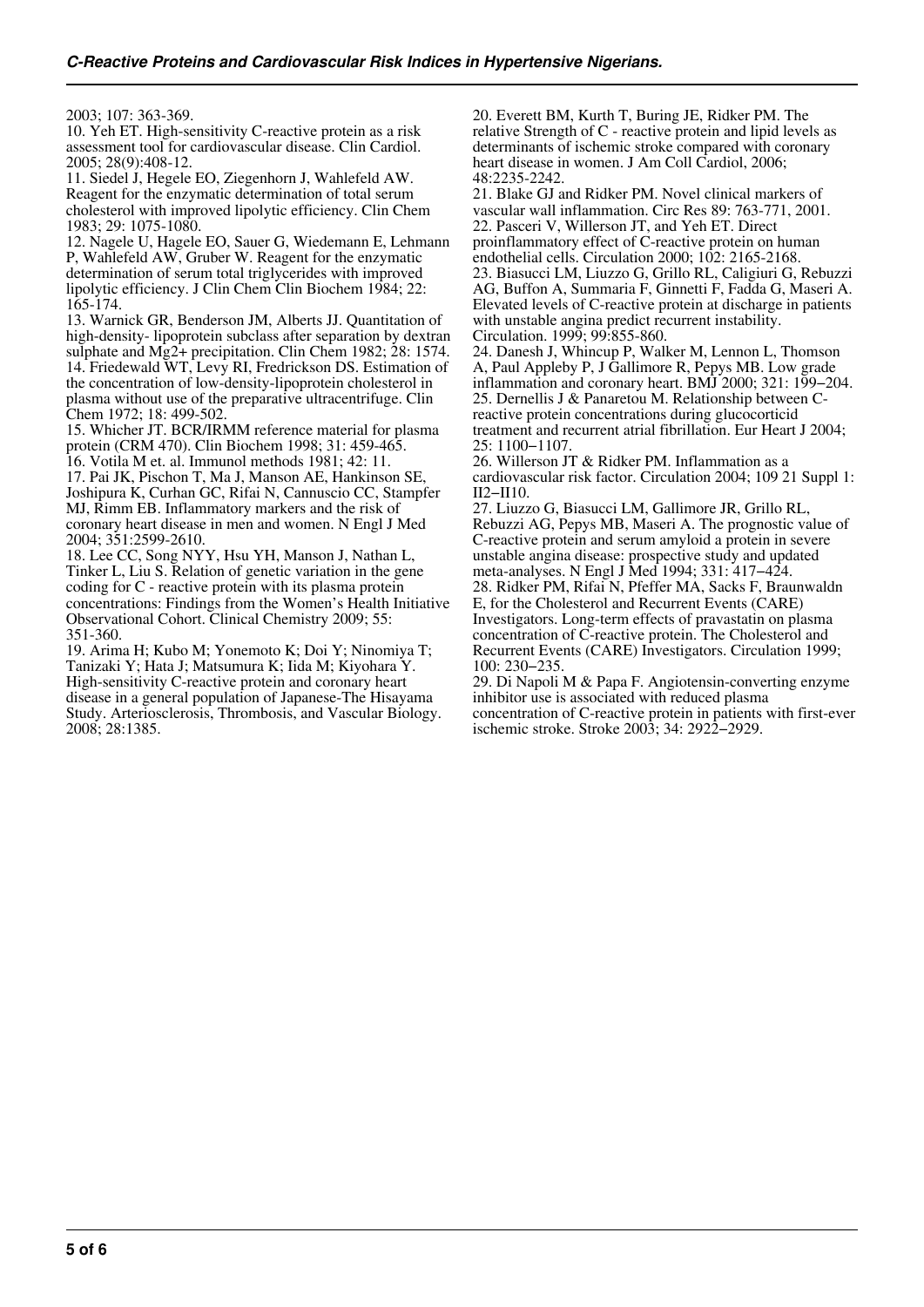2003; 107: 363-369.

10. Yeh ET. High-sensitivity C-reactive protein as a risk assessment tool for cardiovascular disease. Clin Cardiol. 2005; 28(9):408-12.

11. Siedel J, Hegele EO, Ziegenhorn J, Wahlefeld AW. Reagent for the enzymatic determination of total serum cholesterol with improved lipolytic efficiency. Clin Chem 1983; 29: 1075-1080.

12. Nagele U, Hagele EO, Sauer G, Wiedemann E, Lehmann P, Wahlefeld AW, Gruber W. Reagent for the enzymatic determination of serum total triglycerides with improved lipolytic efficiency. J Clin Chem Clin Biochem 1984; 22: 165-174.

13. Warnick GR, Benderson JM, Alberts JJ. Quantitation of high-density- lipoprotein subclass after separation by dextran sulphate and $Mg^{2+}$ precipitation. Clin Chem 1982; 28: 1574.

14. Friedewald WT, Levy RI, Fredrickson DS. Estimation of the concentration of low-density-lipoprotein cholesterol in plasma without use of the preparative ultracentrifuge. Clin Chem 1972; 18: 499-502.

15. Whicher JT. BCR/IRMM reference material for plasma protein (CRM 470). Clin Biochem 1998; 31: 459-465.

16. Votila M et. al. Immunol methods 1981; 42: 11.

17. Pai JK, Pischon T, Ma J, Manson AE, Hankinson SE, Joshipura K, Curhan GC, Rifai N, Cannuscio CC, Stampfer MJ, Rimm EB. Inflammatory markers and the risk of coronary heart disease in men and women. N Engl J Med 2004; 351:2599-2610.

18. Lee CC, Song NYY, Hsu YH, Manson J, Nathan L, Tinker L, Liu S. Relation of genetic variation in the gene coding for C - reactive protein with its plasma protein concentrations: Findings from the Women's Health Initiative Observational Cohort. Clinical Chemistry 2009; 55: 351-360.

19. Arima H; Kubo M; Yonemoto K; Doi Y; Ninomiya T; Tanizaki Y; Hata J; Matsumura K; Iida M; Kiyohara Y. High-sensitivity C-reactive protein and coronary heart disease in a general population of Japanese-The Hisayama Study. Arteriosclerosis, Thrombosis, and Vascular Biology. 2008; 28:1385.

20. Everett BM, Kurth T, Buring JE, Ridker PM. The relative Strength of C - reactive protein and lipid levels as determinants of ischemic stroke compared with coronary heart disease in women. J Am Coll Cardiol, 2006; 48:2235-2242.

21. Blake GJ and Ridker PM. Novel clinical markers of vascular wall inflammation. Circ Res 89: 763-771, 2001.

22. Pasceri V, Willerson JT, and Yeh ET. Direct proinflammatory effect of C-reactive protein on human endothelial cells. Circulation 2000; 102: 2165-2168.

23. Biasucci LM, Liuzzo G, Grillo RL, Caligiuri G, Rebuzzi AG, Buffon A, Summaria F, Ginnetti F, Fadda G, Maseri A. Elevated levels of C-reactive protein at discharge in patients with unstable angina predict recurrent instability. Circulation. 1999; 99:855-860.

24. Danesh J, Whincup P, Walker M, Lennon L, Thomson A, Paul Appleby P, J Gallimore R, Pepys MB. Low grade inflammation and coronary heart. BMJ 2000; 321: 199–204.

25. Dernellis J & Panaretou M. Relationship between C-reactive protein concentrations during glucocorticid treatment and recurrent atrial fibrillation. Eur Heart J 2004; 25: 1100–1107.

26. Willerson JT & Ridker PM. Inflammation as a cardiovascular risk factor. Circulation 2004; 109 21 Suppl 1: II2–II10.

27. Liuzzo G, Biasucci LM, Gallimore JR, Grillo RL, Rebuzzi AG, Pepys MB, Maseri A. The prognostic value of C-reactive protein and serum amyloid a protein in severe unstable angina disease: prospective study and updated meta-analyses. N Engl J Med 1994; 331: 417–424.

28. Ridker PM, Rifai N, Pfeffer MA, Sacks F, Braunwaldn E, for the Cholesterol and Recurrent Events (CARE) Investigators. Long-term effects of pravastatin on plasma concentration of C-reactive protein. The Cholesterol and Recurrent Events (CARE) Investigators. Circulation 1999; 100: 230–235.

29. Di Napoli M & Papa F. Angiotensin-converting enzyme inhibitor use is associated with reduced plasma concentration of C-reactive protein in patients with first-ever ischemic stroke. Stroke 2003; 34: 2922–2929.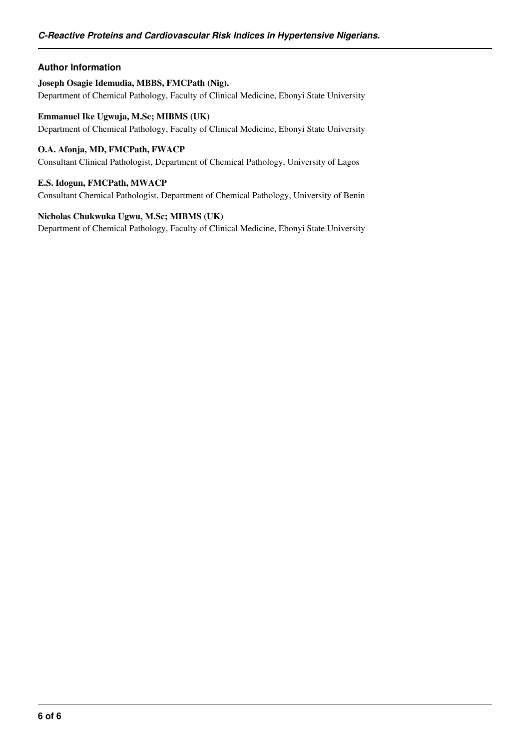### Author Information

**Joseph Osagie Idemudia, MBBS, FMCPath (Nig).**
Department of Chemical Pathology, Faculty of Clinical Medicine, Ebonyi State University

**Emmanuel Ike Ugwuja, M.Sc; MIBMS (UK)**
Department of Chemical Pathology, Faculty of Clinical Medicine, Ebonyi State University

**O.A. Afonja, MD, FMCPath, FWACP**
Consultant Clinical Pathologist, Department of Chemical Pathology, University of Lagos

**E.S. Idogun, FMCPath, MWACP**
Consultant Chemical Pathologist, Department of Chemical Pathology, University of Benin

**Nicholas Chukwuka Ugwu, M.Sc; MIBMS (UK)**
Department of Chemical Pathology, Faculty of Clinical Medicine, Ebonyi State University